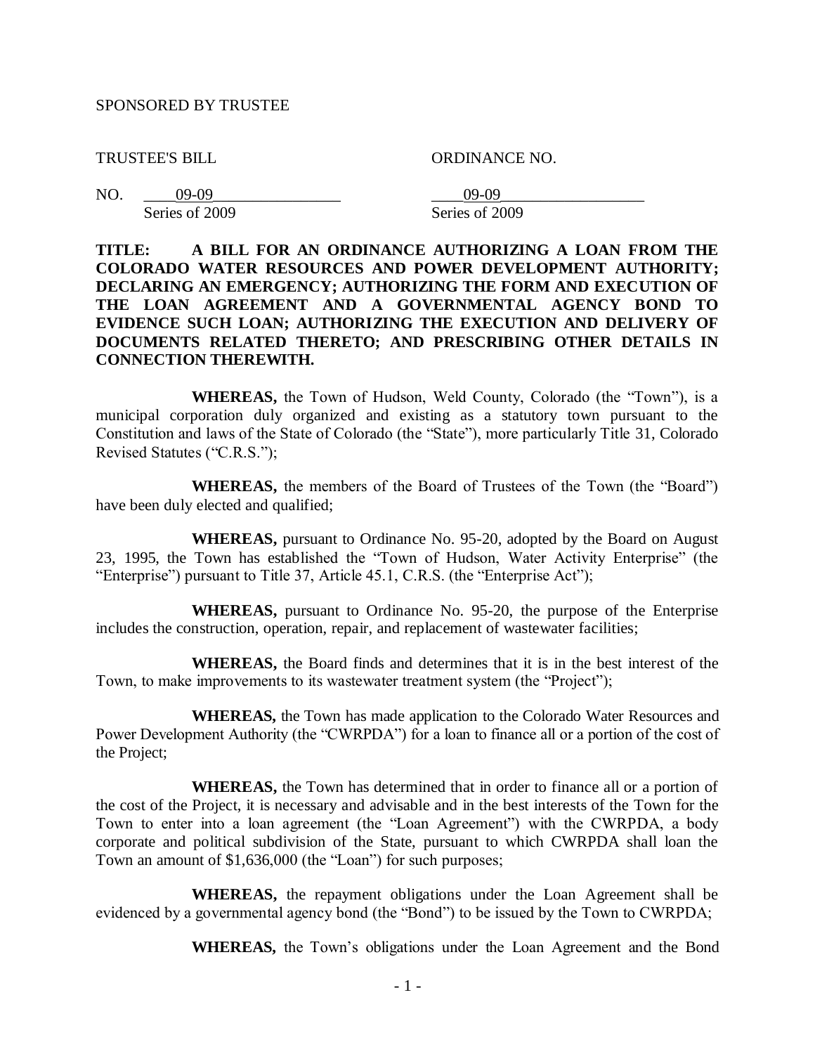SPONSORED BY TRUSTEE

TRUSTEE'S BILL ORDINANCE NO.

NO. ____09-09________________ ____09-09__________________
Series of 2009 Series of 2009

**TITLE: A BILL FOR AN ORDINANCE AUTHORIZING A LOAN FROM THE COLORADO WATER RESOURCES AND POWER DEVELOPMENT AUTHORITY; DECLARING AN EMERGENCY; AUTHORIZING THE FORM AND EXECUTION OF THE LOAN AGREEMENT AND A GOVERNMENTAL AGENCY BOND TO EVIDENCE SUCH LOAN; AUTHORIZING THE EXECUTION AND DELIVERY OF DOCUMENTS RELATED THERETO; AND PRESCRIBING OTHER DETAILS IN CONNECTION THEREWITH.**

**WHEREAS,** the Town of Hudson, Weld County, Colorado (the "Town"), is a municipal corporation duly organized and existing as a statutory town pursuant to the Constitution and laws of the State of Colorado (the "State"), more particularly Title 31, Colorado Revised Statutes ("C.R.S.");

**WHEREAS,** the members of the Board of Trustees of the Town (the "Board") have been duly elected and qualified;

**WHEREAS,** pursuant to Ordinance No. 95-20, adopted by the Board on August 23, 1995, the Town has established the "Town of Hudson, Water Activity Enterprise" (the "Enterprise") pursuant to Title 37, Article 45.1, C.R.S. (the "Enterprise Act");

**WHEREAS,** pursuant to Ordinance No. 95-20, the purpose of the Enterprise includes the construction, operation, repair, and replacement of wastewater facilities;

**WHEREAS,** the Board finds and determines that it is in the best interest of the Town, to make improvements to its wastewater treatment system (the "Project");

**WHEREAS,** the Town has made application to the Colorado Water Resources and Power Development Authority (the "CWRPDA") for a loan to finance all or a portion of the cost of the Project;

**WHEREAS,** the Town has determined that in order to finance all or a portion of the cost of the Project, it is necessary and advisable and in the best interests of the Town for the Town to enter into a loan agreement (the "Loan Agreement") with the CWRPDA, a body corporate and political subdivision of the State, pursuant to which CWRPDA shall loan the Town an amount of $1,636,000 (the "Loan") for such purposes;

**WHEREAS,** the repayment obligations under the Loan Agreement shall be evidenced by a governmental agency bond (the "Bond") to be issued by the Town to CWRPDA;

**WHEREAS,** the Town's obligations under the Loan Agreement and the Bond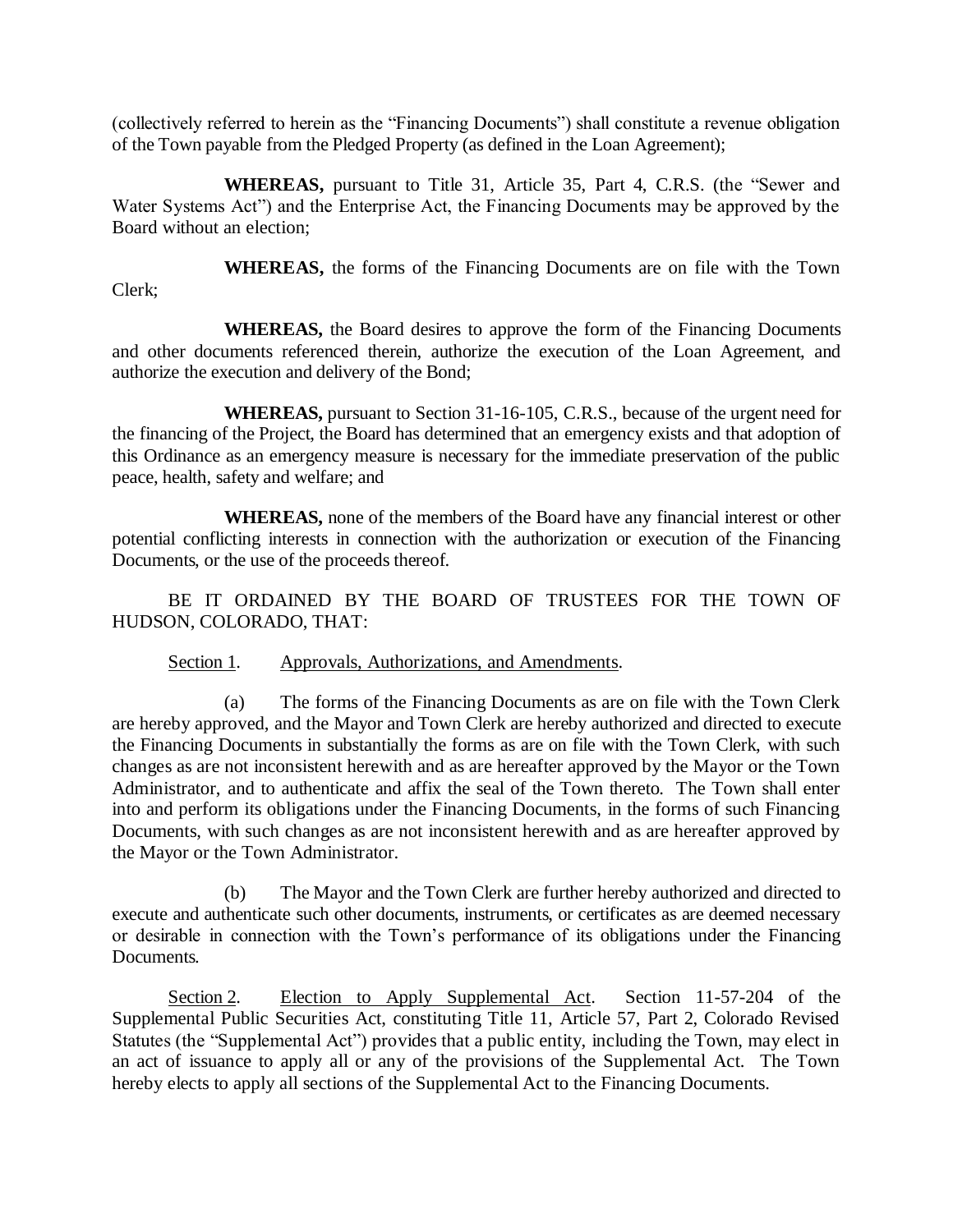(collectively referred to herein as the "Financing Documents") shall constitute a revenue obligation of the Town payable from the Pledged Property (as defined in the Loan Agreement);

**WHEREAS,** pursuant to Title 31, Article 35, Part 4, C.R.S. (the "Sewer and Water Systems Act") and the Enterprise Act, the Financing Documents may be approved by the Board without an election;

**WHEREAS,** the forms of the Financing Documents are on file with the Town Clerk;

**WHEREAS,** the Board desires to approve the form of the Financing Documents and other documents referenced therein, authorize the execution of the Loan Agreement, and authorize the execution and delivery of the Bond;

**WHEREAS,** pursuant to Section 31-16-105, C.R.S., because of the urgent need for the financing of the Project, the Board has determined that an emergency exists and that adoption of this Ordinance as an emergency measure is necessary for the immediate preservation of the public peace, health, safety and welfare; and

**WHEREAS,** none of the members of the Board have any financial interest or other potential conflicting interests in connection with the authorization or execution of the Financing Documents, or the use of the proceeds thereof.

BE IT ORDAINED BY THE BOARD OF TRUSTEES FOR THE TOWN OF HUDSON, COLORADO, THAT:

Section 1. Approvals, Authorizations, and Amendments.

(a) The forms of the Financing Documents as are on file with the Town Clerk are hereby approved, and the Mayor and Town Clerk are hereby authorized and directed to execute the Financing Documents in substantially the forms as are on file with the Town Clerk, with such changes as are not inconsistent herewith and as are hereafter approved by the Mayor or the Town Administrator, and to authenticate and affix the seal of the Town thereto. The Town shall enter into and perform its obligations under the Financing Documents, in the forms of such Financing Documents, with such changes as are not inconsistent herewith and as are hereafter approved by the Mayor or the Town Administrator.

(b) The Mayor and the Town Clerk are further hereby authorized and directed to execute and authenticate such other documents, instruments, or certificates as are deemed necessary or desirable in connection with the Town's performance of its obligations under the Financing Documents.

Section 2. Election to Apply Supplemental Act. Section 11-57-204 of the Supplemental Public Securities Act, constituting Title 11, Article 57, Part 2, Colorado Revised Statutes (the "Supplemental Act") provides that a public entity, including the Town, may elect in an act of issuance to apply all or any of the provisions of the Supplemental Act. The Town hereby elects to apply all sections of the Supplemental Act to the Financing Documents.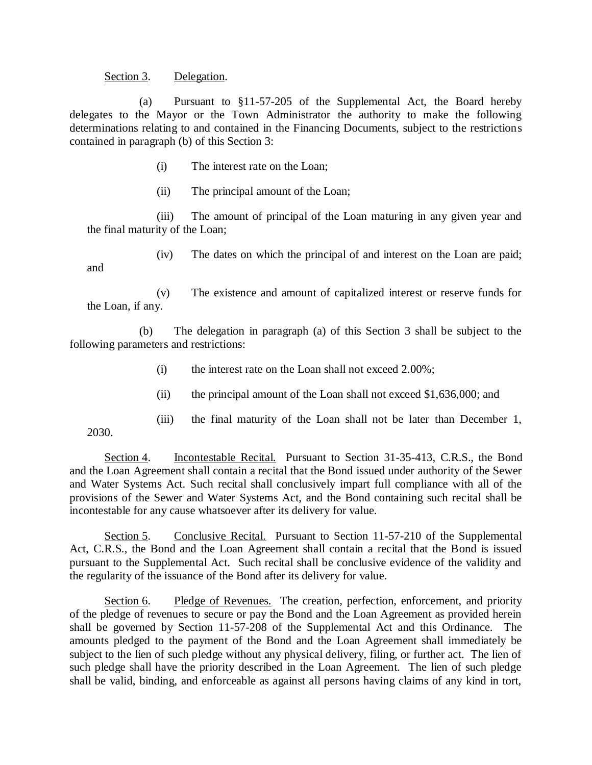Section 3. Delegation.

(a) Pursuant to §11-57-205 of the Supplemental Act, the Board hereby delegates to the Mayor or the Town Administrator the authority to make the following determinations relating to and contained in the Financing Documents, subject to the restrictions contained in paragraph (b) of this Section 3:

(i) The interest rate on the Loan;

(ii) The principal amount of the Loan;

(iii) The amount of principal of the Loan maturing in any given year and the final maturity of the Loan;

(iv) The dates on which the principal of and interest on the Loan are paid; and

(v) The existence and amount of capitalized interest or reserve funds for the Loan, if any.

(b) The delegation in paragraph (a) of this Section 3 shall be subject to the following parameters and restrictions:

(i) the interest rate on the Loan shall not exceed 2.00%;

(ii) the principal amount of the Loan shall not exceed $1,636,000; and

(iii) the final maturity of the Loan shall not be later than December 1, 2030.

Section 4. Incontestable Recital. Pursuant to Section 31-35-413, C.R.S., the Bond and the Loan Agreement shall contain a recital that the Bond issued under authority of the Sewer and Water Systems Act. Such recital shall conclusively impart full compliance with all of the provisions of the Sewer and Water Systems Act, and the Bond containing such recital shall be incontestable for any cause whatsoever after its delivery for value.

Section 5. Conclusive Recital. Pursuant to Section 11-57-210 of the Supplemental Act, C.R.S., the Bond and the Loan Agreement shall contain a recital that the Bond is issued pursuant to the Supplemental Act. Such recital shall be conclusive evidence of the validity and the regularity of the issuance of the Bond after its delivery for value.

Section 6. Pledge of Revenues. The creation, perfection, enforcement, and priority of the pledge of revenues to secure or pay the Bond and the Loan Agreement as provided herein shall be governed by Section 11-57-208 of the Supplemental Act and this Ordinance. The amounts pledged to the payment of the Bond and the Loan Agreement shall immediately be subject to the lien of such pledge without any physical delivery, filing, or further act. The lien of such pledge shall have the priority described in the Loan Agreement. The lien of such pledge shall be valid, binding, and enforceable as against all persons having claims of any kind in tort,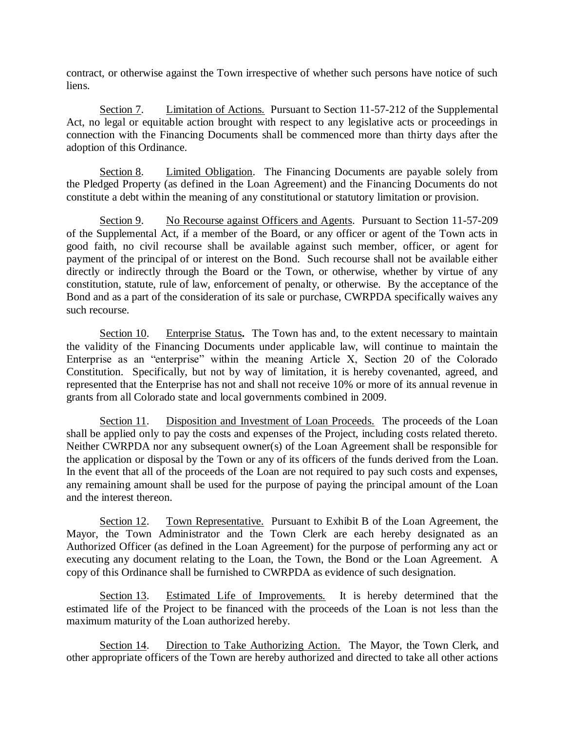contract, or otherwise against the Town irrespective of whether such persons have notice of such liens.

Section 7. Limitation of Actions. Pursuant to Section 11-57-212 of the Supplemental Act, no legal or equitable action brought with respect to any legislative acts or proceedings in connection with the Financing Documents shall be commenced more than thirty days after the adoption of this Ordinance.

Section 8. Limited Obligation. The Financing Documents are payable solely from the Pledged Property (as defined in the Loan Agreement) and the Financing Documents do not constitute a debt within the meaning of any constitutional or statutory limitation or provision.

Section 9. No Recourse against Officers and Agents. Pursuant to Section 11-57-209 of the Supplemental Act, if a member of the Board, or any officer or agent of the Town acts in good faith, no civil recourse shall be available against such member, officer, or agent for payment of the principal of or interest on the Bond. Such recourse shall not be available either directly or indirectly through the Board or the Town, or otherwise, whether by virtue of any constitution, statute, rule of law, enforcement of penalty, or otherwise. By the acceptance of the Bond and as a part of the consideration of its sale or purchase, CWRPDA specifically waives any such recourse.

Section 10. **Enterprise Status.** The Town has and, to the extent necessary to maintain the validity of the Financing Documents under applicable law, will continue to maintain the Enterprise as an "enterprise" within the meaning Article X, Section 20 of the Colorado Constitution. Specifically, but not by way of limitation, it is hereby covenanted, agreed, and represented that the Enterprise has not and shall not receive 10% or more of its annual revenue in grants from all Colorado state and local governments combined in 2009.

Section 11. Disposition and Investment of Loan Proceeds. The proceeds of the Loan shall be applied only to pay the costs and expenses of the Project, including costs related thereto. Neither CWRPDA nor any subsequent owner(s) of the Loan Agreement shall be responsible for the application or disposal by the Town or any of its officers of the funds derived from the Loan. In the event that all of the proceeds of the Loan are not required to pay such costs and expenses, any remaining amount shall be used for the purpose of paying the principal amount of the Loan and the interest thereon.

Section 12. Town Representative. Pursuant to Exhibit B of the Loan Agreement, the Mayor, the Town Administrator and the Town Clerk are each hereby designated as an Authorized Officer (as defined in the Loan Agreement) for the purpose of performing any act or executing any document relating to the Loan, the Town, the Bond or the Loan Agreement. A copy of this Ordinance shall be furnished to CWRPDA as evidence of such designation.

Section 13. Estimated Life of Improvements. It is hereby determined that the estimated life of the Project to be financed with the proceeds of the Loan is not less than the maximum maturity of the Loan authorized hereby.

Section 14. Direction to Take Authorizing Action. The Mayor, the Town Clerk, and other appropriate officers of the Town are hereby authorized and directed to take all other actions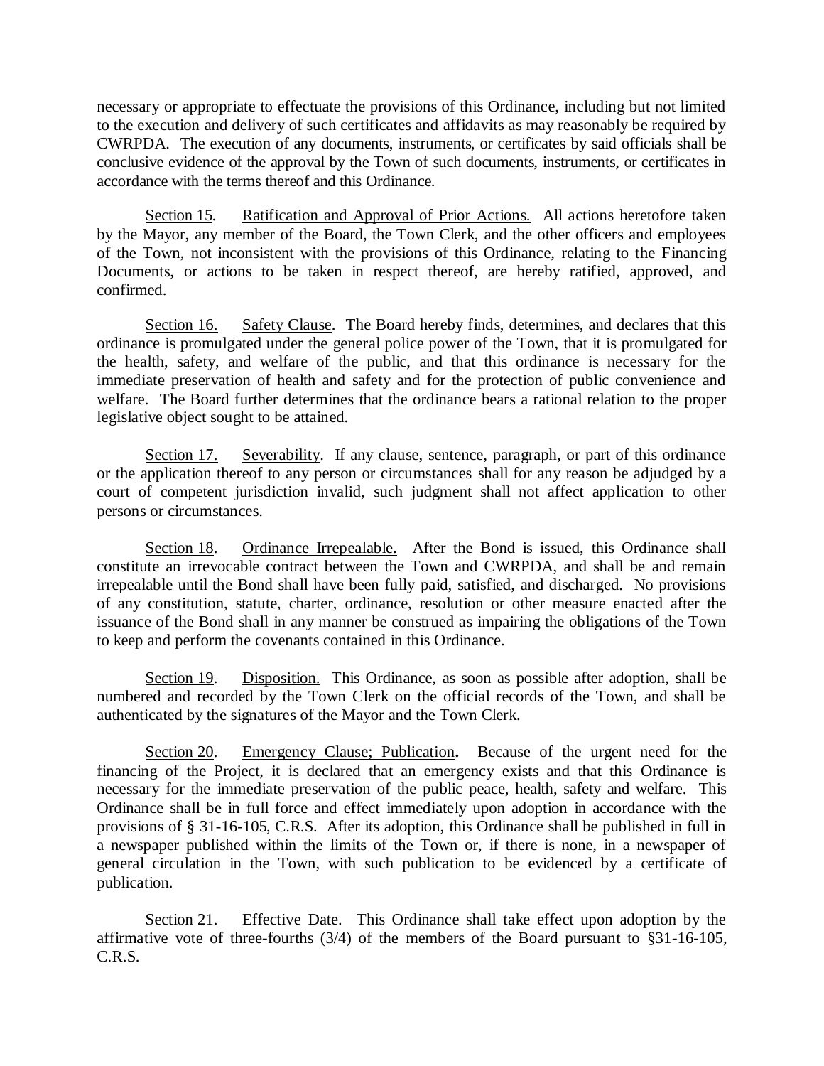necessary or appropriate to effectuate the provisions of this Ordinance, including but not limited to the execution and delivery of such certificates and affidavits as may reasonably be required by CWRPDA. The execution of any documents, instruments, or certificates by said officials shall be conclusive evidence of the approval by the Town of such documents, instruments, or certificates in accordance with the terms thereof and this Ordinance.

Section 15. Ratification and Approval of Prior Actions. All actions heretofore taken by the Mayor, any member of the Board, the Town Clerk, and the other officers and employees of the Town, not inconsistent with the provisions of this Ordinance, relating to the Financing Documents, or actions to be taken in respect thereof, are hereby ratified, approved, and confirmed.

Section 16. Safety Clause. The Board hereby finds, determines, and declares that this ordinance is promulgated under the general police power of the Town, that it is promulgated for the health, safety, and welfare of the public, and that this ordinance is necessary for the immediate preservation of health and safety and for the protection of public convenience and welfare. The Board further determines that the ordinance bears a rational relation to the proper legislative object sought to be attained.

Section 17. Severability. If any clause, sentence, paragraph, or part of this ordinance or the application thereof to any person or circumstances shall for any reason be adjudged by a court of competent jurisdiction invalid, such judgment shall not affect application to other persons or circumstances.

Section 18. Ordinance Irrepealable. After the Bond is issued, this Ordinance shall constitute an irrevocable contract between the Town and CWRPDA, and shall be and remain irrepealable until the Bond shall have been fully paid, satisfied, and discharged. No provisions of any constitution, statute, charter, ordinance, resolution or other measure enacted after the issuance of the Bond shall in any manner be construed as impairing the obligations of the Town to keep and perform the covenants contained in this Ordinance.

Section 19. Disposition. This Ordinance, as soon as possible after adoption, shall be numbered and recorded by the Town Clerk on the official records of the Town, and shall be authenticated by the signatures of the Mayor and the Town Clerk.

Section 20. Emergency Clause; Publication**.** Because of the urgent need for the financing of the Project, it is declared that an emergency exists and that this Ordinance is necessary for the immediate preservation of the public peace, health, safety and welfare. This Ordinance shall be in full force and effect immediately upon adoption in accordance with the provisions of § 31-16-105, C.R.S. After its adoption, this Ordinance shall be published in full in a newspaper published within the limits of the Town or, if there is none, in a newspaper of general circulation in the Town, with such publication to be evidenced by a certificate of publication.

Section 21. Effective Date. This Ordinance shall take effect upon adoption by the affirmative vote of three-fourths (3/4) of the members of the Board pursuant to §31-16-105, C.R.S.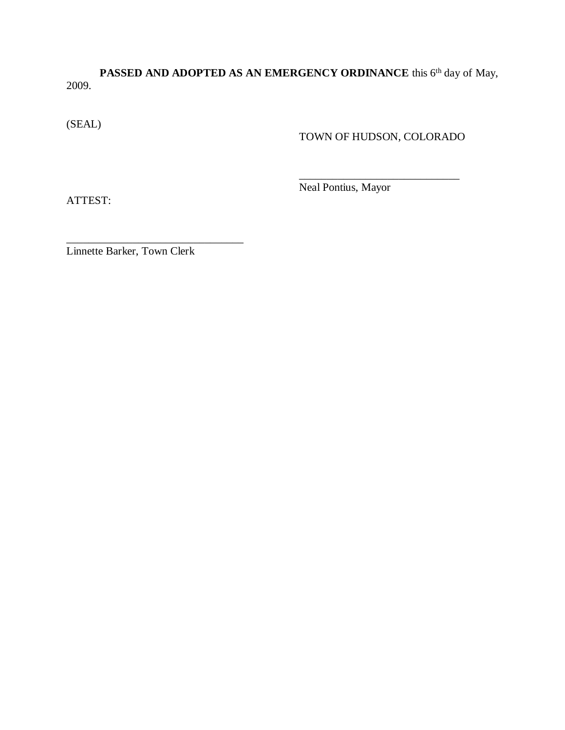**PASSED AND ADOPTED AS AN EMERGENCY ORDINANCE** this 6th day of May, 2009.

(SEAL)

TOWN OF HUDSON, COLORADO

______________________________
Neal Pontius, Mayor

ATTEST:

________________________________
Linnette Barker, Town Clerk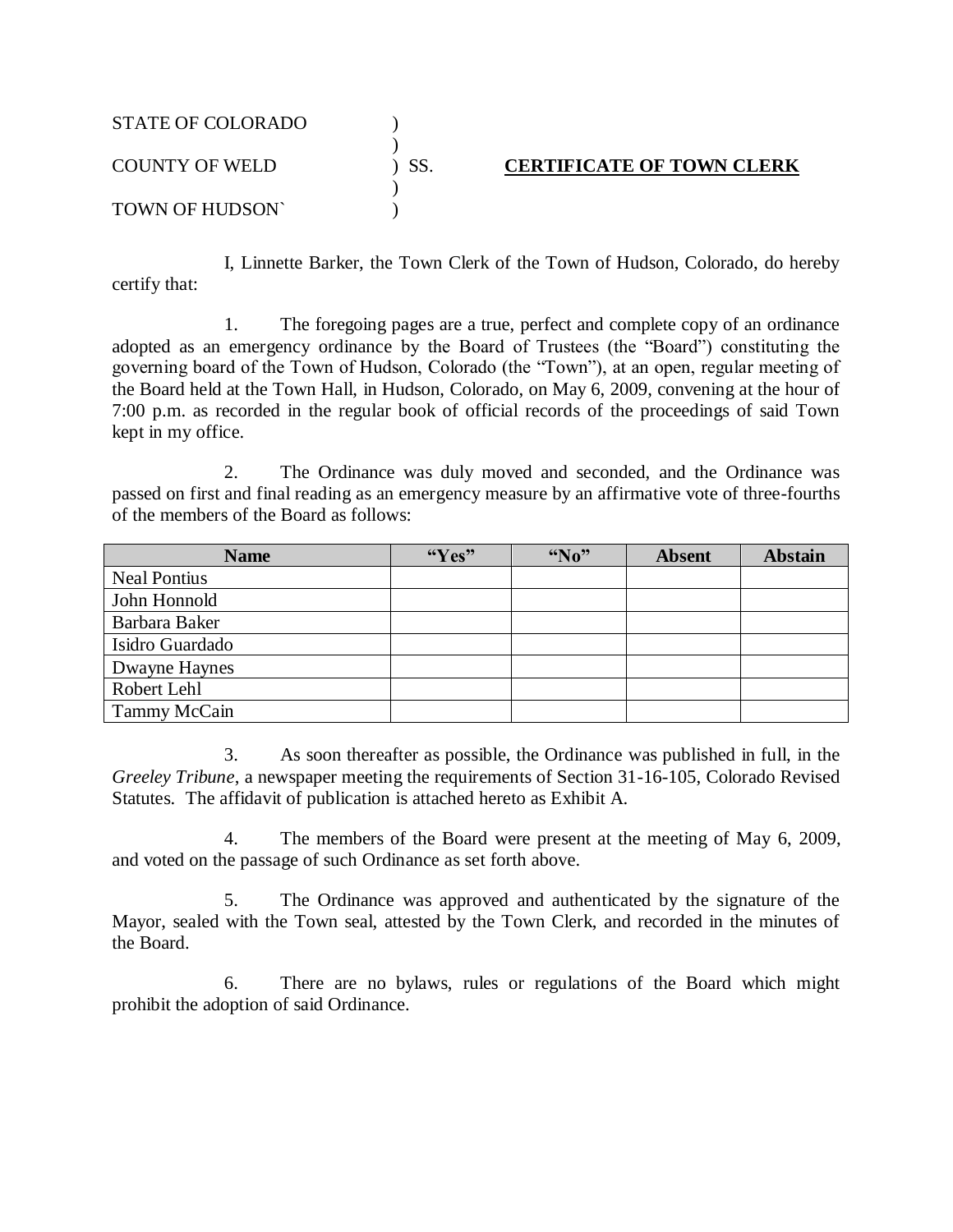STATE OF COLORADO )
)
COUNTY OF WELD ) SS. **CERTIFICATE OF TOWN CLERK**
)
TOWN OF HUDSON` )

I, Linnette Barker, the Town Clerk of the Town of Hudson, Colorado, do hereby certify that:

1. The foregoing pages are a true, perfect and complete copy of an ordinance adopted as an emergency ordinance by the Board of Trustees (the "Board") constituting the governing board of the Town of Hudson, Colorado (the "Town"), at an open, regular meeting of the Board held at the Town Hall, in Hudson, Colorado, on May 6, 2009, convening at the hour of 7:00 p.m. as recorded in the regular book of official records of the proceedings of said Town kept in my office.

2. The Ordinance was duly moved and seconded, and the Ordinance was passed on first and final reading as an emergency measure by an affirmative vote of three-fourths of the members of the Board as follows:

| Name | "Yes" | "No" | Absent | Abstain |
|---|---|---|---|---|
| Neal Pontius | | | | |
| John Honnold | | | | |
| Barbara Baker | | | | |
| Isidro Guardado | | | | |
| Dwayne Haynes | | | | |
| Robert Lehl | | | | |
| Tammy McCain | | | | |

3. As soon thereafter as possible, the Ordinance was published in full, in the *Greeley Tribune*, a newspaper meeting the requirements of Section 31-16-105, Colorado Revised Statutes. The affidavit of publication is attached hereto as Exhibit A.

4. The members of the Board were present at the meeting of May 6, 2009, and voted on the passage of such Ordinance as set forth above.

5. The Ordinance was approved and authenticated by the signature of the Mayor, sealed with the Town seal, attested by the Town Clerk, and recorded in the minutes of the Board.

6. There are no bylaws, rules or regulations of the Board which might prohibit the adoption of said Ordinance.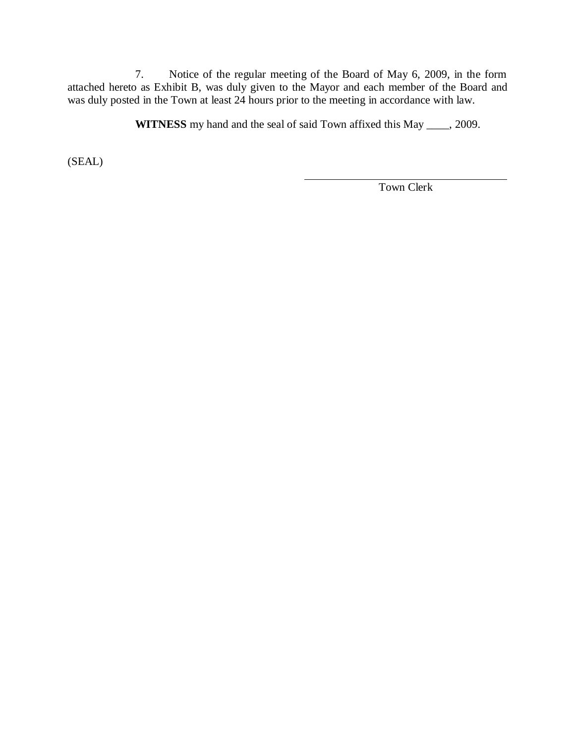7. Notice of the regular meeting of the Board of May 6, 2009, in the form attached hereto as Exhibit B, was duly given to the Mayor and each member of the Board and was duly posted in the Town at least 24 hours prior to the meeting in accordance with law.

**WITNESS** my hand and the seal of said Town affixed this May ____, 2009.

(SEAL)

______________________________
Town Clerk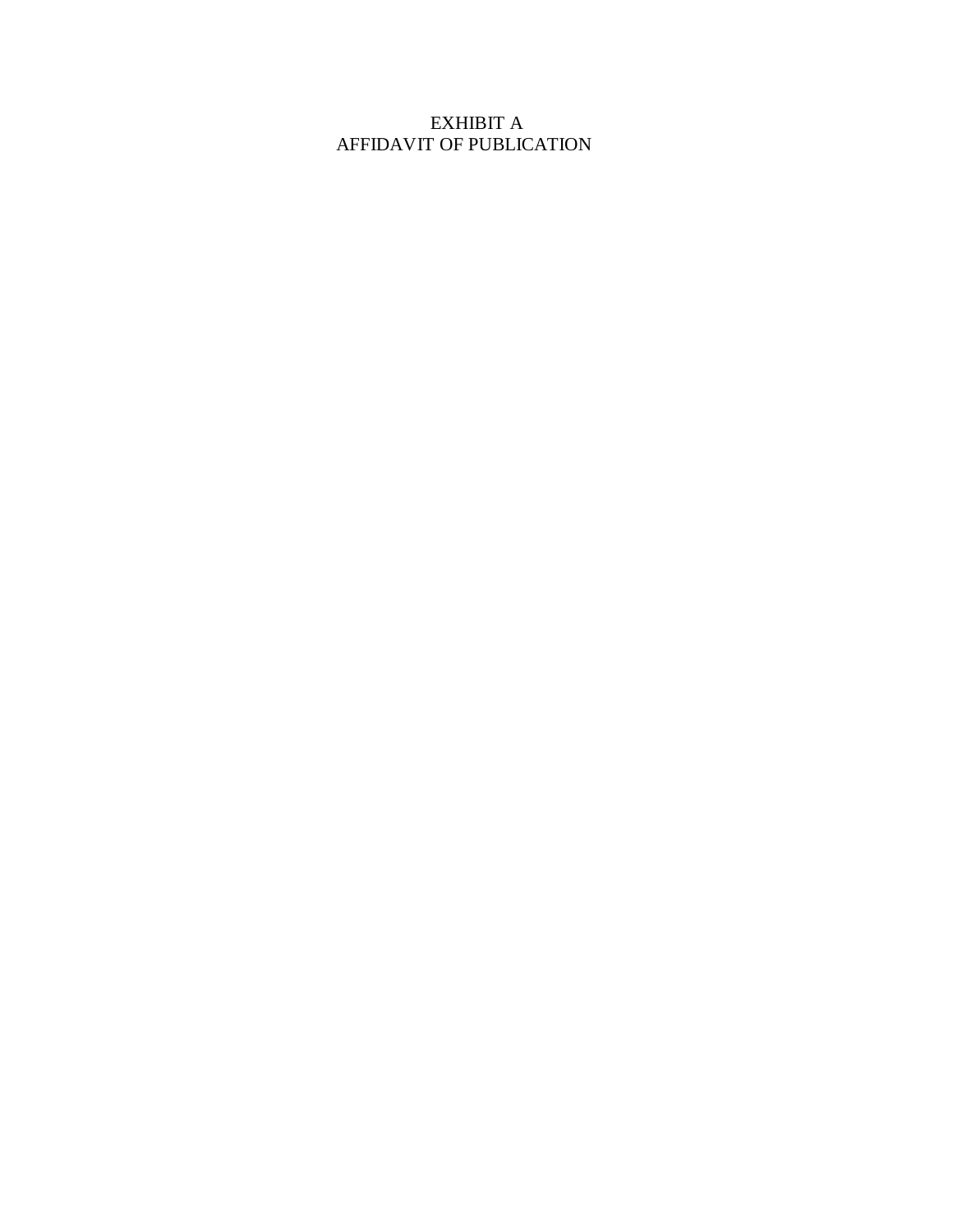EXHIBIT A
AFFIDAVIT OF PUBLICATION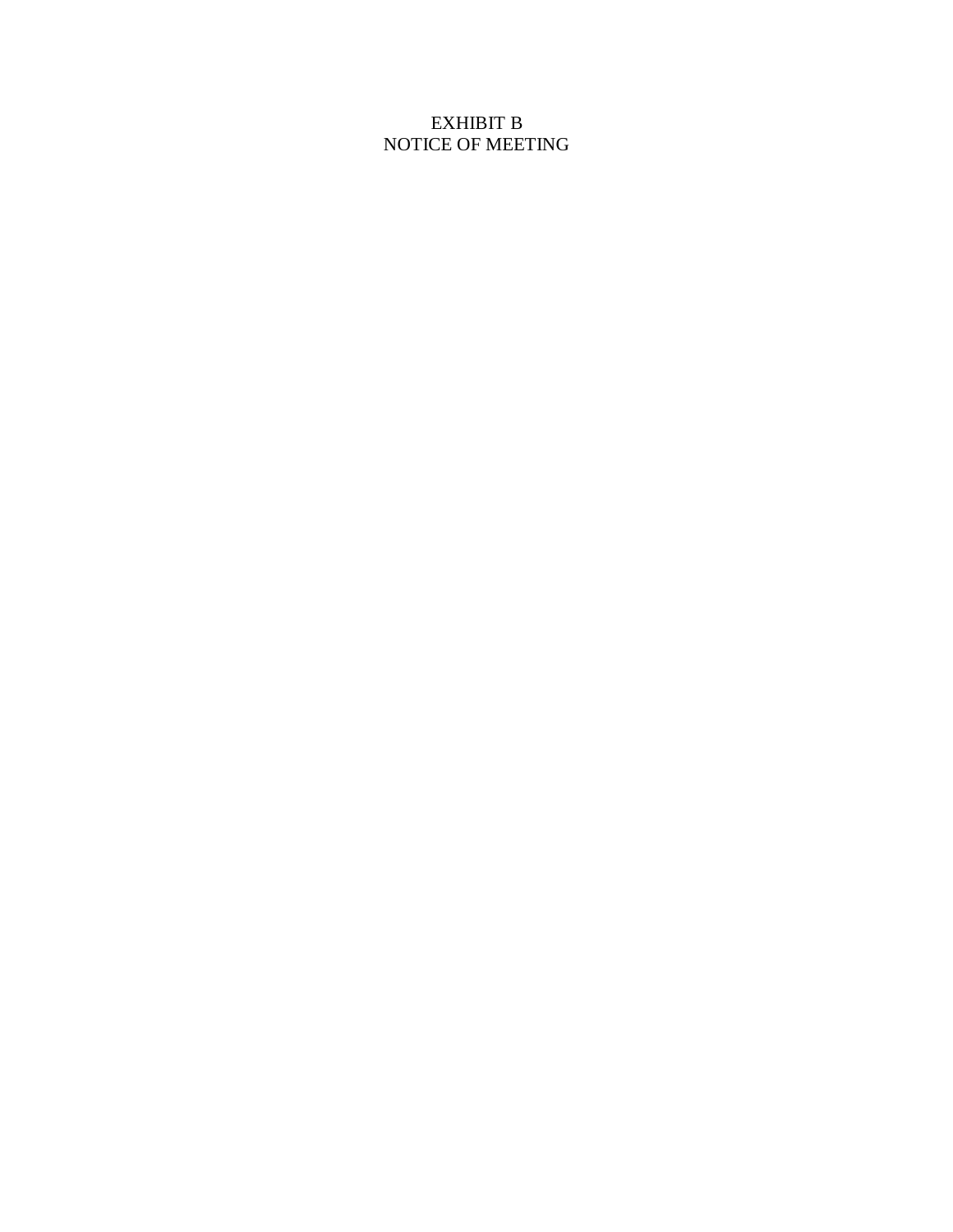# EXHIBIT B
# NOTICE OF MEETING